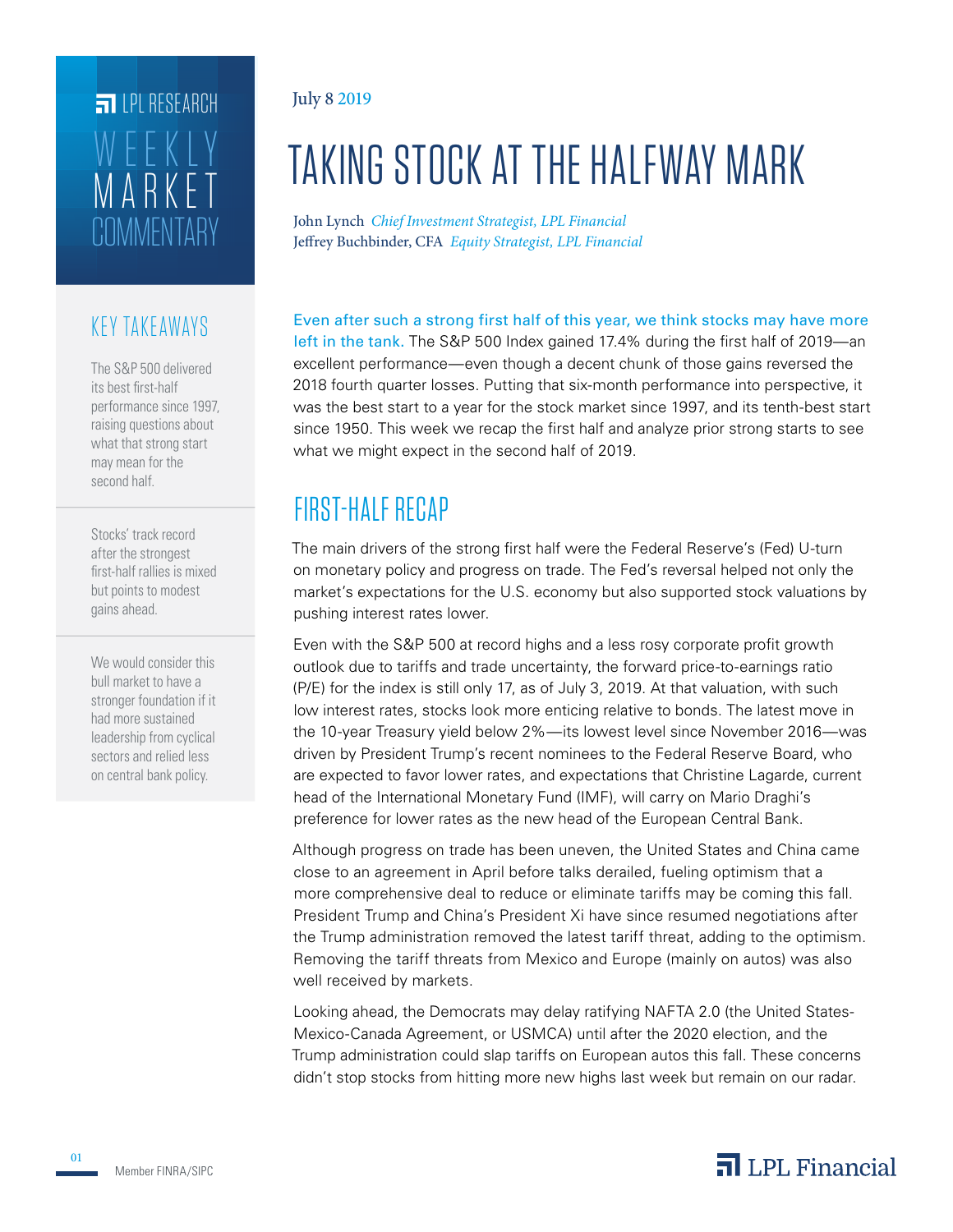LPL RESEARCH

WEEKLY MARKET COMMENTARY

July 8 2019

# TAKING STOCK AT THE HALFWAY MARK

John Lynch *Chief Investment Strategist, LPL Financial*
Jeffrey Buchbinder, CFA *Equity Strategist, LPL Financial*

## KEY TAKEAWAYS

The S&P 500 delivered its best first-half performance since 1997, raising questions about what that strong start may mean for the second half.

Stocks' track record after the strongest first-half rallies is mixed but points to modest gains ahead.

We would consider this bull market to have a stronger foundation if it had more sustained leadership from cyclical sectors and relied less on central bank policy.

Even after such a strong first half of this year, we think stocks may have more left in the tank. The S&P 500 Index gained 17.4% during the first half of 2019—an excellent performance—even though a decent chunk of those gains reversed the 2018 fourth quarter losses. Putting that six-month performance into perspective, it was the best start to a year for the stock market since 1997, and its tenth-best start since 1950. This week we recap the first half and analyze prior strong starts to see what we might expect in the second half of 2019.

## FIRST-HALF RECAP

The main drivers of the strong first half were the Federal Reserve's (Fed) U-turn on monetary policy and progress on trade. The Fed's reversal helped not only the market's expectations for the U.S. economy but also supported stock valuations by pushing interest rates lower.

Even with the S&P 500 at record highs and a less rosy corporate profit growth outlook due to tariffs and trade uncertainty, the forward price-to-earnings ratio (P/E) for the index is still only 17, as of July 3, 2019. At that valuation, with such low interest rates, stocks look more enticing relative to bonds. The latest move in the 10-year Treasury yield below 2%—its lowest level since November 2016—was driven by President Trump's recent nominees to the Federal Reserve Board, who are expected to favor lower rates, and expectations that Christine Lagarde, current head of the International Monetary Fund (IMF), will carry on Mario Draghi's preference for lower rates as the new head of the European Central Bank.

Although progress on trade has been uneven, the United States and China came close to an agreement in April before talks derailed, fueling optimism that a more comprehensive deal to reduce or eliminate tariffs may be coming this fall. President Trump and China's President Xi have since resumed negotiations after the Trump administration removed the latest tariff threat, adding to the optimism. Removing the tariff threats from Mexico and Europe (mainly on autos) was also well received by markets.

Looking ahead, the Democrats may delay ratifying NAFTA 2.0 (the United States-Mexico-Canada Agreement, or USMCA) until after the 2020 election, and the Trump administration could slap tariffs on European autos this fall. These concerns didn't stop stocks from hitting more new highs last week but remain on our radar.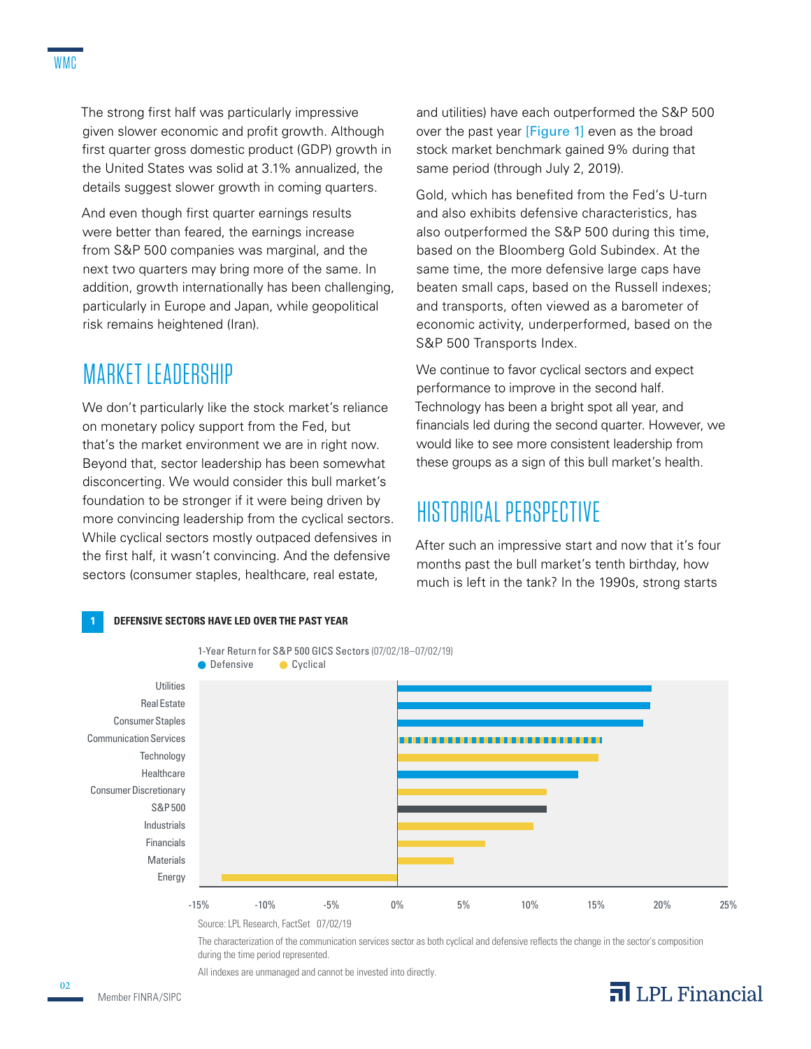The strong first half was particularly impressive given slower economic and profit growth. Although first quarter gross domestic product (GDP) growth in the United States was solid at 3.1% annualized, the details suggest slower growth in coming quarters.

And even though first quarter earnings results were better than feared, the earnings increase from S&P 500 companies was marginal, and the next two quarters may bring more of the same. In addition, growth internationally has been challenging, particularly in Europe and Japan, while geopolitical risk remains heightened (Iran).

## MARKET LEADERSHIP

We don't particularly like the stock market's reliance on monetary policy support from the Fed, but that's the market environment we are in right now. Beyond that, sector leadership has been somewhat disconcerting. We would consider this bull market's foundation to be stronger if it were being driven by more convincing leadership from the cyclical sectors. While cyclical sectors mostly outpaced defensives in the first half, it wasn't convincing. And the defensive sectors (consumer staples, healthcare, real estate, and utilities) have each outperformed the S&P 500 over the past year [Figure 1] even as the broad stock market benchmark gained 9% during that same period (through July 2, 2019).

Gold, which has benefited from the Fed's U-turn and also exhibits defensive characteristics, has also outperformed the S&P 500 during this time, based on the Bloomberg Gold Subindex. At the same time, the more defensive large caps have beaten small caps, based on the Russell indexes; and transports, often viewed as a barometer of economic activity, underperformed, based on the S&P 500 Transports Index.

We continue to favor cyclical sectors and expect performance to improve in the second half. Technology has been a bright spot all year, and financials led during the second quarter. However, we would like to see more consistent leadership from these groups as a sign of this bull market's health.

## HISTORICAL PERSPECTIVE

After such an impressive start and now that it's four months past the bull market's tenth birthday, how much is left in the tank? In the 1990s, strong starts

**1 DEFENSIVE SECTORS HAVE LED OVER THE PAST YEAR**

1-Year Return for S&P 500 GICS Sectors (07/02/18–07/02/19)

Defensive | Cyclical

Utilities, Real Estate, Consumer Staples, Communication Services, Technology, Healthcare, Consumer Discretionary, S&P 500, Industrials, Financials, Materials, Energy

-15% -10% -5% 0% 5% 10% 15% 20% 25%

Source: LPL Research, FactSet 07/02/19

The characterization of the communication services sector as both cyclical and defensive reflects the change in the sector's composition during the time period represented.

All indexes are unmanaged and cannot be invested into directly.

Member FINRA/SIPC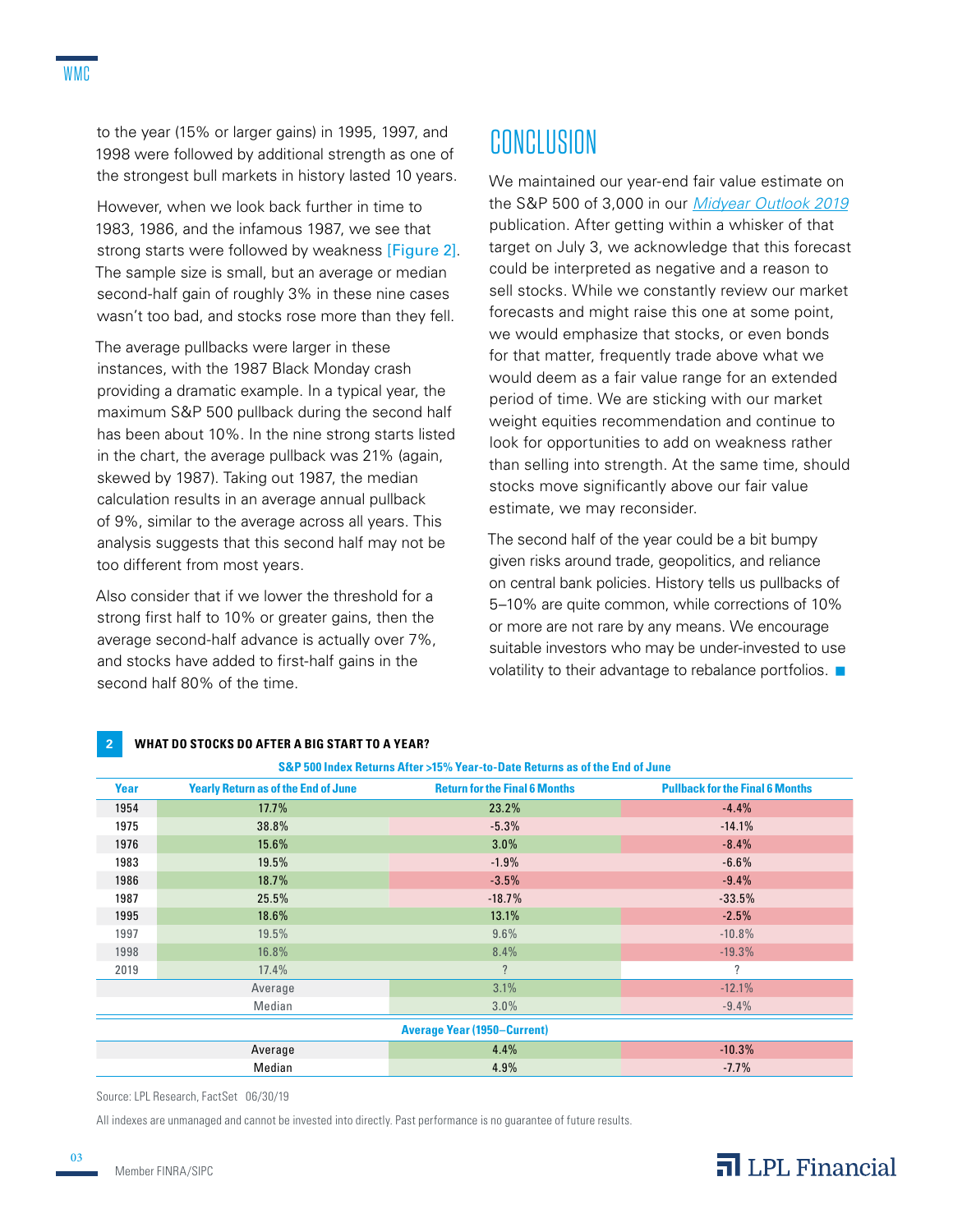to the year (15% or larger gains) in 1995, 1997, and 1998 were followed by additional strength as one of the strongest bull markets in history lasted 10 years.

However, when we look back further in time to 1983, 1986, and the infamous 1987, we see that strong starts were followed by weakness [Figure 2]. The sample size is small, but an average or median second-half gain of roughly 3% in these nine cases wasn't too bad, and stocks rose more than they fell.

The average pullbacks were larger in these instances, with the 1987 Black Monday crash providing a dramatic example. In a typical year, the maximum S&P 500 pullback during the second half has been about 10%. In the nine strong starts listed in the chart, the average pullback was 21% (again, skewed by 1987). Taking out 1987, the median calculation results in an average annual pullback of 9%, similar to the average across all years. This analysis suggests that this second half may not be too different from most years.

Also consider that if we lower the threshold for a strong first half to 10% or greater gains, then the average second-half advance is actually over 7%, and stocks have added to first-half gains in the second half 80% of the time.

# CONCLUSION

We maintained our year-end fair value estimate on the S&P 500 of 3,000 in our *Midyear Outlook 2019* publication. After getting within a whisker of that target on July 3, we acknowledge that this forecast could be interpreted as negative and a reason to sell stocks. While we constantly review our market forecasts and might raise this one at some point, we would emphasize that stocks, or even bonds for that matter, frequently trade above what we would deem as a fair value range for an extended period of time. We are sticking with our market weight equities recommendation and continue to look for opportunities to add on weakness rather than selling into strength. At the same time, should stocks move significantly above our fair value estimate, we may reconsider.

The second half of the year could be a bit bumpy given risks around trade, geopolitics, and reliance on central bank policies. History tells us pullbacks of 5–10% are quite common, while corrections of 10% or more are not rare by any means. We encourage suitable investors who may be under-invested to use volatility to their advantage to rebalance portfolios.

**2 WHAT DO STOCKS DO AFTER A BIG START TO A YEAR?**

S&P 500 Index Returns After >15% Year-to-Date Returns as of the End of June

| Year | Yearly Return as of the End of June | Return for the Final 6 Months | Pullback for the Final 6 Months |
|---|---|---|---|
| 1954 | 17.7% | 23.2% | -4.4% |
| 1975 | 38.8% | -5.3% | -14.1% |
| 1976 | 15.6% | 3.0% | -8.4% |
| 1983 | 19.5% | -1.9% | -6.6% |
| 1986 | 18.7% | -3.5% | -9.4% |
| 1987 | 25.5% | -18.7% | -33.5% |
| 1995 | 18.6% | 13.1% | -2.5% |
| 1997 | 19.5% | 9.6% | -10.8% |
| 1998 | 16.8% | 8.4% | -19.3% |
| 2019 | 17.4% | ? | ? |
| | Average | 3.1% | -12.1% |
| | Median | 3.0% | -9.4% |
| | **Average Year (1950–Current)** | | |
| | Average | 4.4% | -10.3% |
| | Median | 4.9% | -7.7% |

Source: LPL Research, FactSet 06/30/19

All indexes are unmanaged and cannot be invested into directly. Past performance is no guarantee of future results.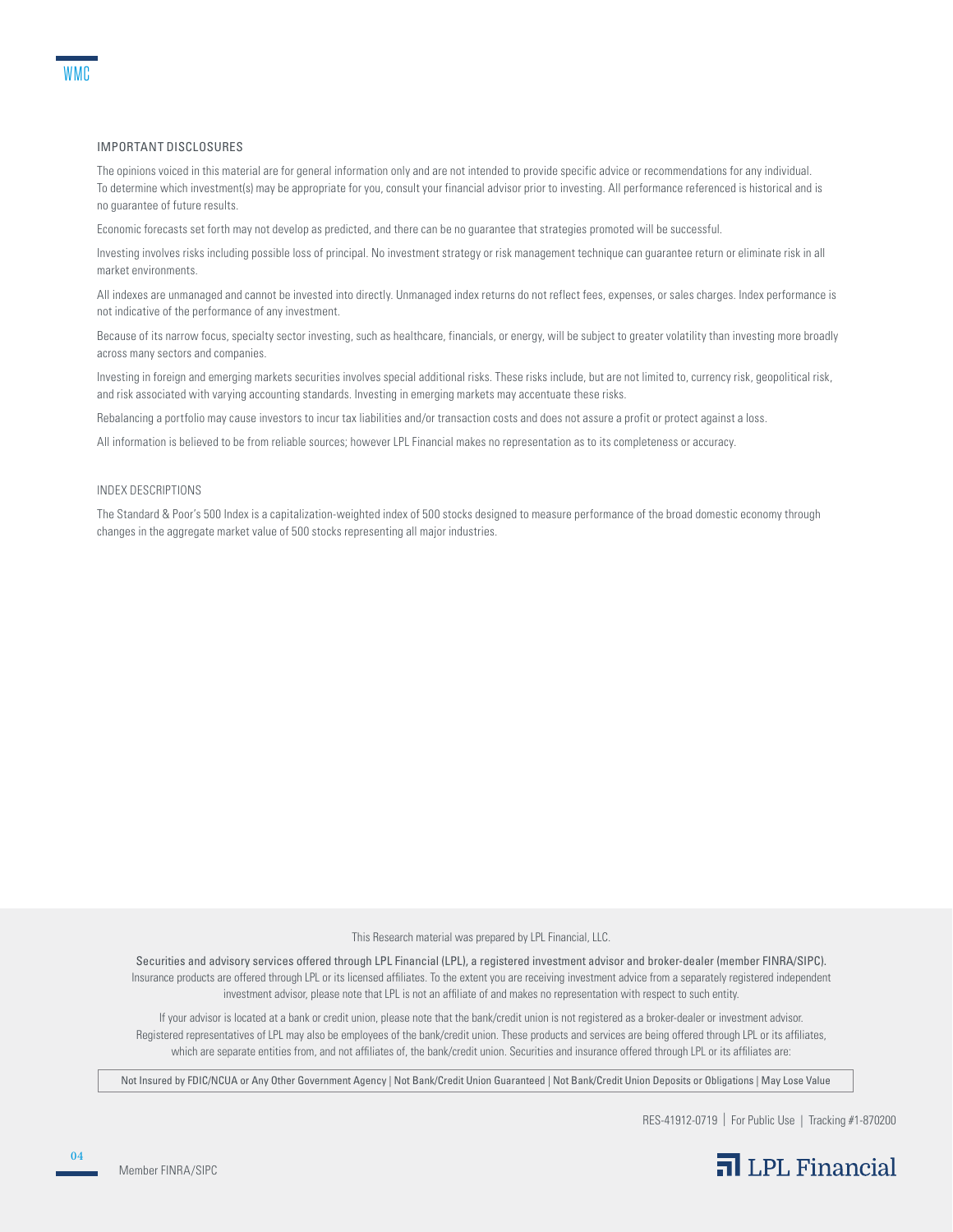## IMPORTANT DISCLOSURES

The opinions voiced in this material are for general information only and are not intended to provide specific advice or recommendations for any individual. To determine which investment(s) may be appropriate for you, consult your financial advisor prior to investing. All performance referenced is historical and is no guarantee of future results.

Economic forecasts set forth may not develop as predicted, and there can be no guarantee that strategies promoted will be successful.

Investing involves risks including possible loss of principal. No investment strategy or risk management technique can guarantee return or eliminate risk in all market environments.

All indexes are unmanaged and cannot be invested into directly. Unmanaged index returns do not reflect fees, expenses, or sales charges. Index performance is not indicative of the performance of any investment.

Because of its narrow focus, specialty sector investing, such as healthcare, financials, or energy, will be subject to greater volatility than investing more broadly across many sectors and companies.

Investing in foreign and emerging markets securities involves special additional risks. These risks include, but are not limited to, currency risk, geopolitical risk, and risk associated with varying accounting standards. Investing in emerging markets may accentuate these risks.

Rebalancing a portfolio may cause investors to incur tax liabilities and/or transaction costs and does not assure a profit or protect against a loss.

All information is believed to be from reliable sources; however LPL Financial makes no representation as to its completeness or accuracy.

## INDEX DESCRIPTIONS

The Standard & Poor's 500 Index is a capitalization-weighted index of 500 stocks designed to measure performance of the broad domestic economy through changes in the aggregate market value of 500 stocks representing all major industries.

This Research material was prepared by LPL Financial, LLC.

Securities and advisory services offered through LPL Financial (LPL), a registered investment advisor and broker-dealer (member FINRA/SIPC). Insurance products are offered through LPL or its licensed affiliates. To the extent you are receiving investment advice from a separately registered independent investment advisor, please note that LPL is not an affiliate of and makes no representation with respect to such entity.

If your advisor is located at a bank or credit union, please note that the bank/credit union is not registered as a broker-dealer or investment advisor. Registered representatives of LPL may also be employees of the bank/credit union. These products and services are being offered through LPL or its affiliates, which are separate entities from, and not affiliates of, the bank/credit union. Securities and insurance offered through LPL or its affiliates are:

Not Insured by FDIC/NCUA or Any Other Government Agency | Not Bank/Credit Union Guaranteed | Not Bank/Credit Union Deposits or Obligations | May Lose Value

RES-41912-0719 | For Public Use | Tracking #1-870200

Member FINRA/SIPC

LPL Financial